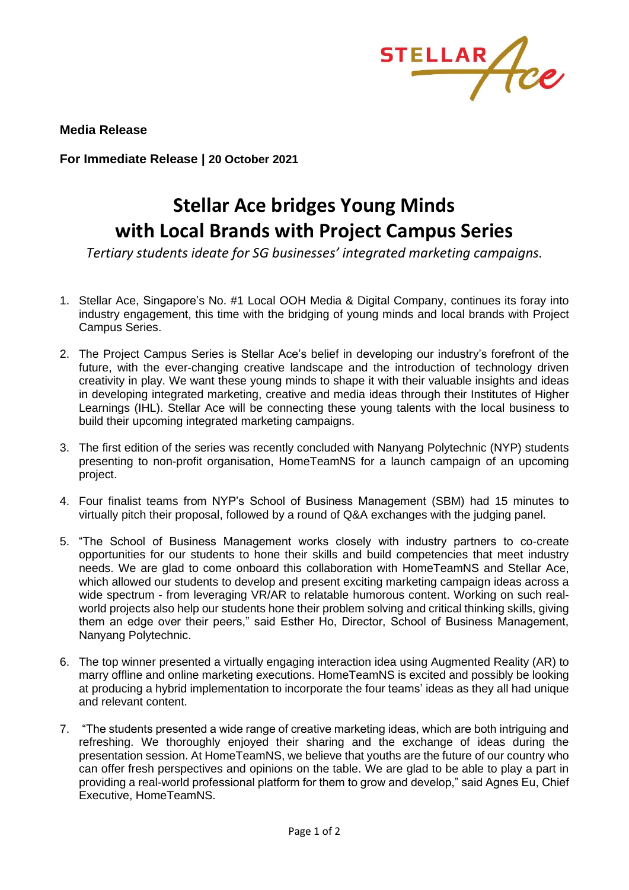**Media Release**

**For Immediate Release | 20 October 2021**

# Stellar Ace bridges Young Minds with Local Brands with Project Campus Series

*Tertiary students ideate for SG businesses' integrated marketing campaigns.*

1. Stellar Ace, Singapore's No. #1 Local OOH Media & Digital Company, continues its foray into industry engagement, this time with the bridging of young minds and local brands with Project Campus Series.

2. The Project Campus Series is Stellar Ace's belief in developing our industry's forefront of the future, with the ever-changing creative landscape and the introduction of technology driven creativity in play. We want these young minds to shape it with their valuable insights and ideas in developing integrated marketing, creative and media ideas through their Institutes of Higher Learnings (IHL). Stellar Ace will be connecting these young talents with the local business to build their upcoming integrated marketing campaigns.

3. The first edition of the series was recently concluded with Nanyang Polytechnic (NYP) students presenting to non-profit organisation, HomeTeamNS for a launch campaign of an upcoming project.

4. Four finalist teams from NYP's School of Business Management (SBM) had 15 minutes to virtually pitch their proposal, followed by a round of Q&A exchanges with the judging panel.

5. "The School of Business Management works closely with industry partners to co-create opportunities for our students to hone their skills and build competencies that meet industry needs. We are glad to come onboard this collaboration with HomeTeamNS and Stellar Ace, which allowed our students to develop and present exciting marketing campaign ideas across a wide spectrum - from leveraging VR/AR to relatable humorous content. Working on such real-world projects also help our students hone their problem solving and critical thinking skills, giving them an edge over their peers," said Esther Ho, Director, School of Business Management, Nanyang Polytechnic.

6. The top winner presented a virtually engaging interaction idea using Augmented Reality (AR) to marry offline and online marketing executions. HomeTeamNS is excited and possibly be looking at producing a hybrid implementation to incorporate the four teams' ideas as they all had unique and relevant content.

7. "The students presented a wide range of creative marketing ideas, which are both intriguing and refreshing. We thoroughly enjoyed their sharing and the exchange of ideas during the presentation session. At HomeTeamNS, we believe that youths are the future of our country who can offer fresh perspectives and opinions on the table. We are glad to be able to play a part in providing a real-world professional platform for them to grow and develop," said Agnes Eu, Chief Executive, HomeTeamNS.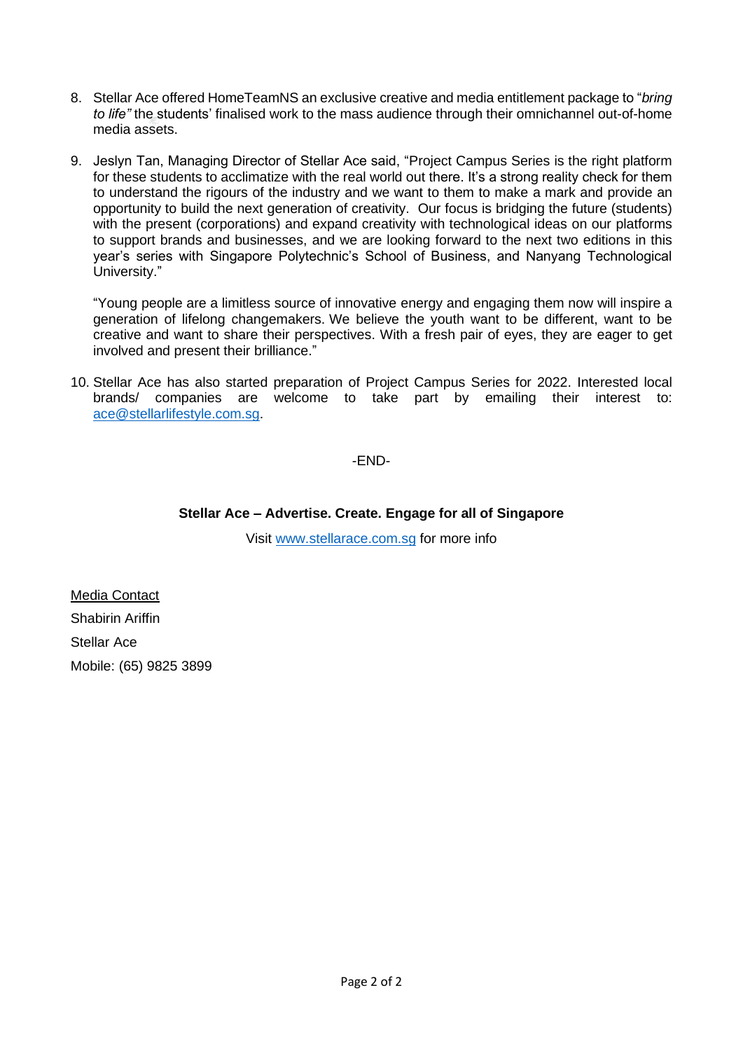8. Stellar Ace offered HomeTeamNS an exclusive creative and media entitlement package to "*bring to life"* the students' finalised work to the mass audience through their omnichannel out-of-home media assets.

9. Jeslyn Tan, Managing Director of Stellar Ace said, "Project Campus Series is the right platform for these students to acclimatize with the real world out there. It's a strong reality check for them to understand the rigours of the industry and we want to them to make a mark and provide an opportunity to build the next generation of creativity. Our focus is bridging the future (students) with the present (corporations) and expand creativity with technological ideas on our platforms to support brands and businesses, and we are looking forward to the next two editions in this year's series with Singapore Polytechnic's School of Business, and Nanyang Technological University."

   "Young people are a limitless source of innovative energy and engaging them now will inspire a generation of lifelong changemakers. We believe the youth want to be different, want to be creative and want to share their perspectives. With a fresh pair of eyes, they are eager to get involved and present their brilliance."

10. Stellar Ace has also started preparation of Project Campus Series for 2022. Interested local brands/ companies are welcome to take part by emailing their interest to: ace@stellarlifestyle.com.sg.

-END-

**Stellar Ace – Advertise. Create. Engage for all of Singapore**

Visit www.stellarace.com.sg for more info

Media Contact

Shabirin Ariffin

Stellar Ace

Mobile: (65) 9825 3899